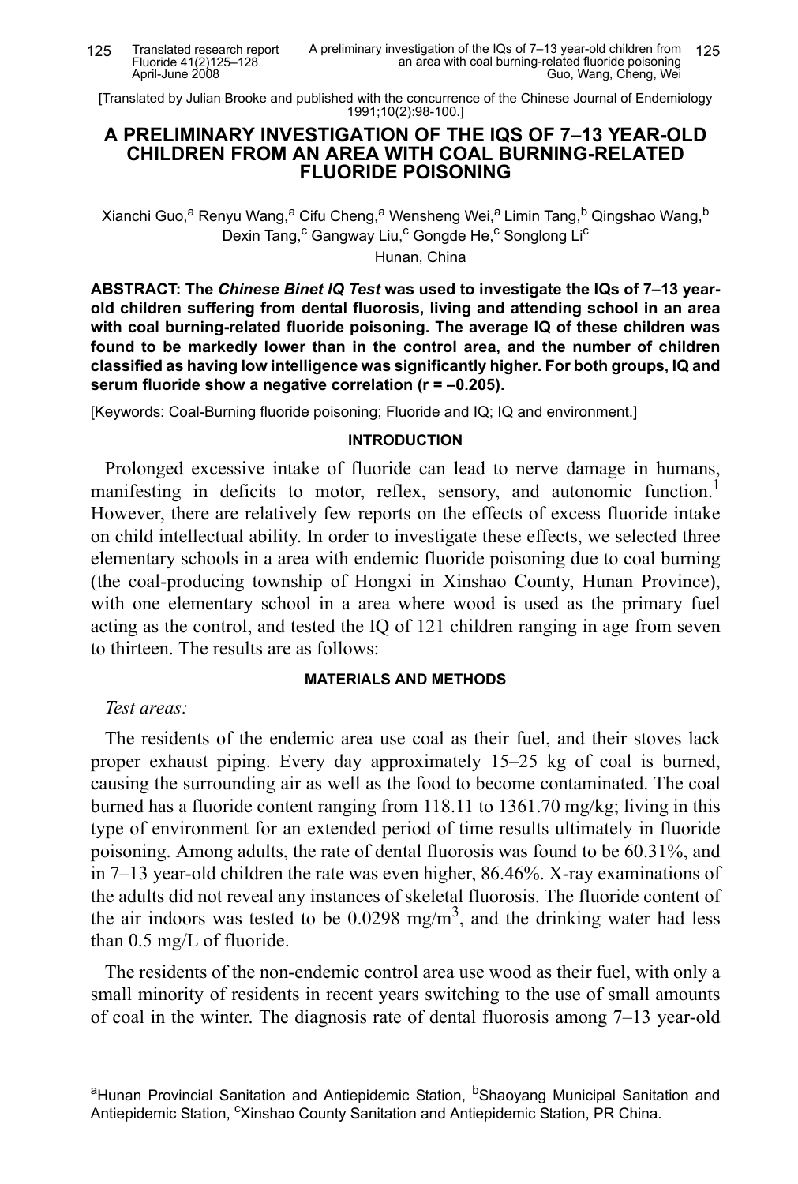[Translated by Julian Brooke and published with the concurrence of the Chinese Journal of Endemiology 1991;10(2):98-100.]

# A PRELIMINARY INVESTIGATION OF THE IQS OF 7–13 YEAR-OLD CHILDREN FROM AN AREA WITH COAL BURNING-RELATED FLUORIDE POISONING

Xianchi Guo,[a] Renyu Wang,[a] Cifu Cheng,[a] Wensheng Wei,[a] Limin Tang,[b] Qingshao Wang,[b] Dexin Tang,[c] Gangway Liu,[c] Gongde He,[c] Songlong Li[c]

Hunan, China

**ABSTRACT: The *Chinese Binet IQ Test* was used to investigate the IQs of 7–13 year-old children suffering from dental fluorosis, living and attending school in an area with coal burning-related fluoride poisoning. The average IQ of these children was found to be markedly lower than in the control area, and the number of children classified as having low intelligence was significantly higher. For both groups, IQ and serum fluoride show a negative correlation (r = –0.205).**

[Keywords: Coal-Burning fluoride poisoning; Fluoride and IQ; IQ and environment.]

## INTRODUCTION

Prolonged excessive intake of fluoride can lead to nerve damage in humans, manifesting in deficits to motor, reflex, sensory, and autonomic function.[1] However, there are relatively few reports on the effects of excess fluoride intake on child intellectual ability. In order to investigate these effects, we selected three elementary schools in a area with endemic fluoride poisoning due to coal burning (the coal-producing township of Hongxi in Xinshao County, Hunan Province), with one elementary school in a area where wood is used as the primary fuel acting as the control, and tested the IQ of 121 children ranging in age from seven to thirteen. The results are as follows:

## MATERIALS AND METHODS

*Test areas:*

The residents of the endemic area use coal as their fuel, and their stoves lack proper exhaust piping. Every day approximately 15–25 kg of coal is burned, causing the surrounding air as well as the food to become contaminated. The coal burned has a fluoride content ranging from 118.11 to 1361.70 mg/kg; living in this type of environment for an extended period of time results ultimately in fluoride poisoning. Among adults, the rate of dental fluorosis was found to be 60.31%, and in 7–13 year-old children the rate was even higher, 86.46%. X-ray examinations of the adults did not reveal any instances of skeletal fluorosis. The fluoride content of the air indoors was tested to be 0.0298 $mg/m^3$, and the drinking water had less than 0.5 mg/L of fluoride.

The residents of the non-endemic control area use wood as their fuel, with only a small minority of residents in recent years switching to the use of small amounts of coal in the winter. The diagnosis rate of dental fluorosis among 7–13 year-old

[a]Hunan Provincial Sanitation and Antiepidemic Station, [b]Shaoyang Municipal Sanitation and Antiepidemic Station, [c]Xinshao County Sanitation and Antiepidemic Station, PR China.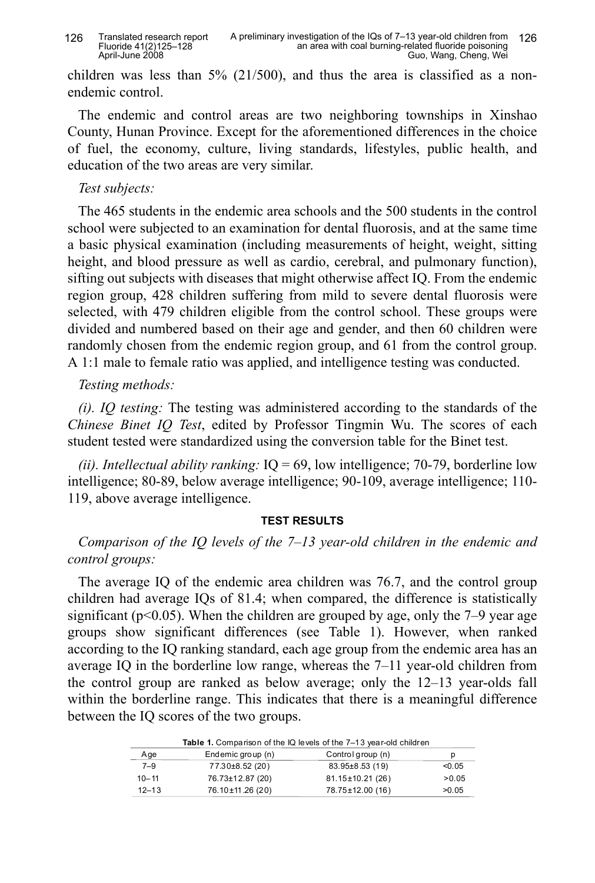children was less than 5% (21/500), and thus the area is classified as a non-endemic control.

The endemic and control areas are two neighboring townships in Xinshao County, Hunan Province. Except for the aforementioned differences in the choice of fuel, the economy, culture, living standards, lifestyles, public health, and education of the two areas are very similar.

*Test subjects:*

The 465 students in the endemic area schools and the 500 students in the control school were subjected to an examination for dental fluorosis, and at the same time a basic physical examination (including measurements of height, weight, sitting height, and blood pressure as well as cardio, cerebral, and pulmonary function), sifting out subjects with diseases that might otherwise affect IQ. From the endemic region group, 428 children suffering from mild to severe dental fluorosis were selected, with 479 children eligible from the control school. These groups were divided and numbered based on their age and gender, and then 60 children were randomly chosen from the endemic region group, and 61 from the control group. A 1:1 male to female ratio was applied, and intelligence testing was conducted.

*Testing methods:*

*(i). IQ testing:* The testing was administered according to the standards of the *Chinese Binet IQ Test*, edited by Professor Tingmin Wu. The scores of each student tested were standardized using the conversion table for the Binet test.

*(ii). Intellectual ability ranking:* IQ = 69, low intelligence; 70-79, borderline low intelligence; 80-89, below average intelligence; 90-109, average intelligence; 110-119, above average intelligence.

## TEST RESULTS

*Comparison of the IQ levels of the 7–13 year-old children in the endemic and control groups:*

The average IQ of the endemic area children was 76.7, and the control group children had average IQs of 81.4; when compared, the difference is statistically significant ($p<0.05$). When the children are grouped by age, only the 7–9 year age groups show significant differences (see Table 1). However, when ranked according to the IQ ranking standard, each age group from the endemic area has an average IQ in the borderline low range, whereas the 7–11 year-old children from the control group are ranked as below average; only the 12–13 year-olds fall within the borderline range. This indicates that there is a meaningful difference between the IQ scores of the two groups.

**Table 1.** Comparison of the IQ levels of the 7–13 year-old children

| Age | Endemic group (n) | Control group (n) | p |
|---|---|---|---|
| 7–9 | 77.30±8.52 (20) | 83.95±8.53 (19) | <0.05 |
| 10–11 | 76.73±12.87 (20) | 81.15±10.21 (26) | >0.05 |
| 12–13 | 76.10±11.26 (20) | 78.75±12.00 (16) | >0.05 |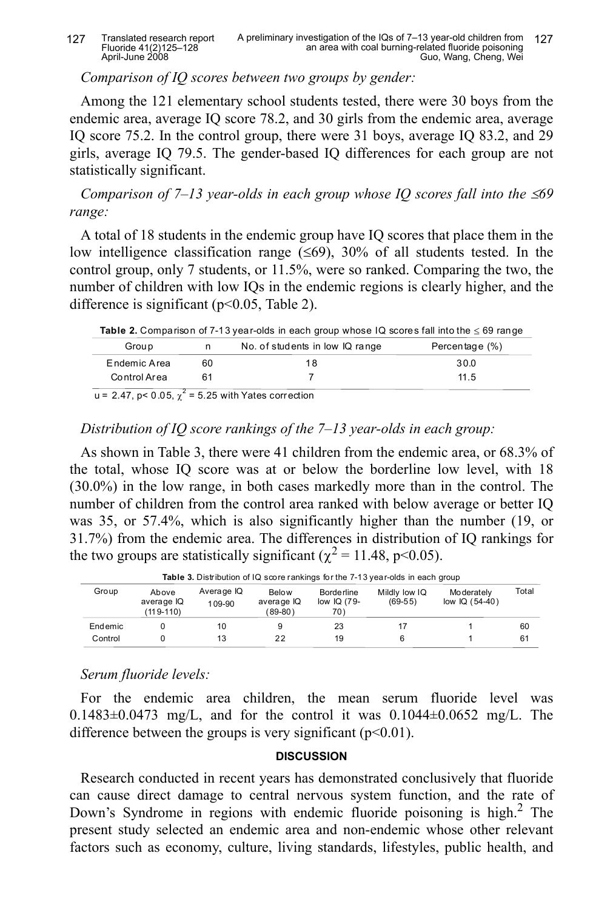*Comparison of IQ scores between two groups by gender:*

Among the 121 elementary school students tested, there were 30 boys from the endemic area, average IQ score 78.2, and 30 girls from the endemic area, average IQ score 75.2. In the control group, there were 31 boys, average IQ 83.2, and 29 girls, average IQ 79.5. The gender-based IQ differences for each group are not statistically significant.

*Comparison of 7–13 year-olds in each group whose IQ scores fall into the ≤69 range:*

A total of 18 students in the endemic group have IQ scores that place them in the low intelligence classification range (≤69), 30% of all students tested. In the control group, only 7 students, or 11.5%, were so ranked. Comparing the two, the number of children with low IQs in the endemic regions is clearly higher, and the difference is significant ($p<0.05$, Table 2).

**Table 2.** Comparison of 7-13 year-olds in each group whose IQ scores fall into the ≤ 69 range

| Group | n | No. of students in low IQ range | Percentage (%) |
|---|---|---|---|
| Endemic Area | 60 | 18 | 30.0 |
| Control Area | 61 | 7 | 11.5 |

$u = 2.47$, $p< 0.05$, $\chi^2 = 5.25$ with Yates correction

*Distribution of IQ score rankings of the 7–13 year-olds in each group:*

As shown in Table 3, there were 41 children from the endemic area, or 68.3% of the total, whose IQ score was at or below the borderline low level, with 18 (30.0%) in the low range, in both cases markedly more than in the control. The number of children from the control area ranked with below average or better IQ was 35, or 57.4%, which is also significantly higher than the number (19, or 31.7%) from the endemic area. The differences in distribution of IQ rankings for the two groups are statistically significant ($\chi^2 = 11.48$, $p<0.05$).

**Table 3.** Distribution of IQ score rankings for the 7-13 year-olds in each group

| Group | Above average IQ (119-110) | Average IQ 109-90 | Below average IQ (89-80) | Borderline low IQ (79-70) | Mildly low IQ (69-55) | Moderately low IQ (54-40) | Total |
|---|---|---|---|---|---|---|---|
| Endemic | 0 | 10 | 9 | 23 | 17 | 1 | 60 |
| Control | 0 | 13 | 22 | 19 | 6 | 1 | 61 |

*Serum fluoride levels:*

For the endemic area children, the mean serum fluoride level was 0.1483±0.0473 mg/L, and for the control it was 0.1044±0.0652 mg/L. The difference between the groups is very significant ($p<0.01$).

## DISCUSSION

Research conducted in recent years has demonstrated conclusively that fluoride can cause direct damage to central nervous system function, and the rate of Down's Syndrome in regions with endemic fluoride poisoning is high.[2] The present study selected an endemic area and non-endemic whose other relevant factors such as economy, culture, living standards, lifestyles, public health, and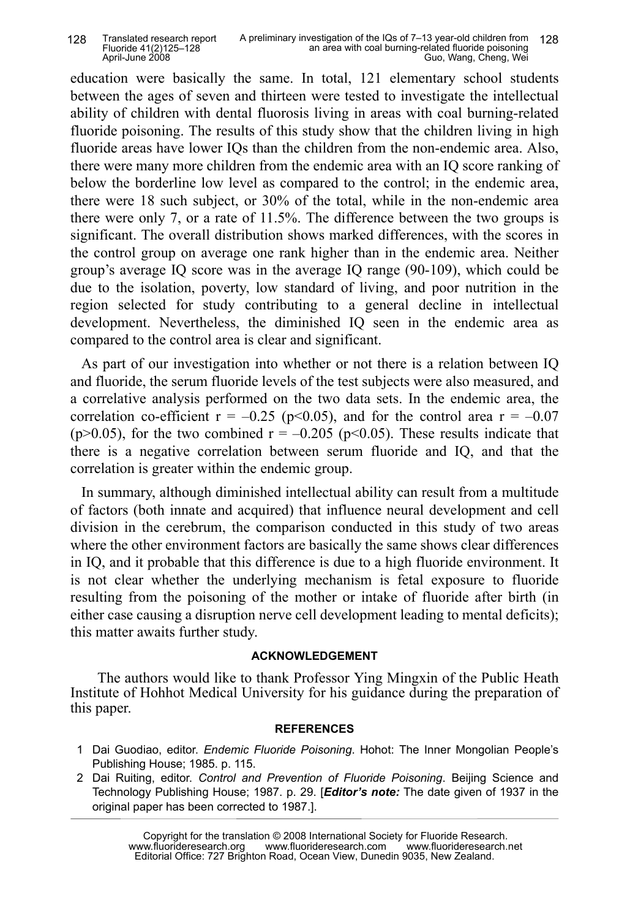education were basically the same. In total, 121 elementary school students between the ages of seven and thirteen were tested to investigate the intellectual ability of children with dental fluorosis living in areas with coal burning-related fluoride poisoning. The results of this study show that the children living in high fluoride areas have lower IQs than the children from the non-endemic area. Also, there were many more children from the endemic area with an IQ score ranking of below the borderline low level as compared to the control; in the endemic area, there were 18 such subject, or 30% of the total, while in the non-endemic area there were only 7, or a rate of 11.5%. The difference between the two groups is significant. The overall distribution shows marked differences, with the scores in the control group on average one rank higher than in the endemic area. Neither group's average IQ score was in the average IQ range (90-109), which could be due to the isolation, poverty, low standard of living, and poor nutrition in the region selected for study contributing to a general decline in intellectual development. Nevertheless, the diminished IQ seen in the endemic area as compared to the control area is clear and significant.

As part of our investigation into whether or not there is a relation between IQ and fluoride, the serum fluoride levels of the test subjects were also measured, and a correlative analysis performed on the two data sets. In the endemic area, the correlation co-efficient $r = -0.25$ ($p<0.05$), and for the control area $r = -0.07$ ($p>0.05$), for the two combined $r = -0.205$ ($p<0.05$). These results indicate that there is a negative correlation between serum fluoride and IQ, and that the correlation is greater within the endemic group.

In summary, although diminished intellectual ability can result from a multitude of factors (both innate and acquired) that influence neural development and cell division in the cerebrum, the comparison conducted in this study of two areas where the other environment factors are basically the same shows clear differences in IQ, and it probable that this difference is due to a high fluoride environment. It is not clear whether the underlying mechanism is fetal exposure to fluoride resulting from the poisoning of the mother or intake of fluoride after birth (in either case causing a disruption nerve cell development leading to mental deficits); this matter awaits further study.

## ACKNOWLEDGEMENT

The authors would like to thank Professor Ying Mingxin of the Public Heath Institute of Hohhot Medical University for his guidance during the preparation of this paper.

## REFERENCES

1. Dai Guodiao, editor. *Endemic Fluoride Poisoning*. Hohot: The Inner Mongolian People's Publishing House; 1985. p. 115.
2. Dai Ruiting, editor. *Control and Prevention of Fluoride Poisoning*. Beijing Science and Technology Publishing House; 1987. p. 29. [***Editor's note:*** The date given of 1937 in the original paper has been corrected to 1987.].

Copyright for the translation © 2008 International Society for Fluoride Research.
www.fluorideresearch.org www.fluorideresearch.com www.fluorideresearch.net
Editorial Office: 727 Brighton Road, Ocean View, Dunedin 9035, New Zealand.